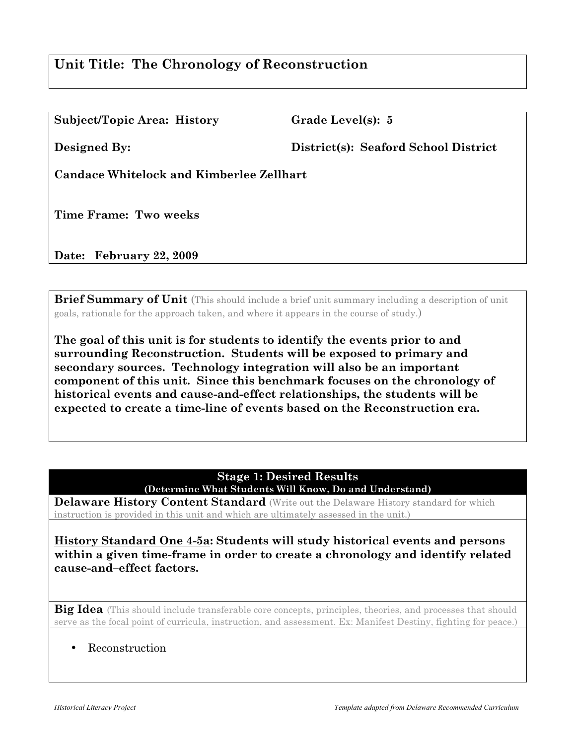# Unit Title: The Chronology of Reconstruction

**Subject/Topic Area: History** **Grade Level(s): 5**

**Designed By:** **District(s): Seaford School District**

**Candace Whitelock and Kimberlee Zellhart**

**Time Frame: Two weeks**

**Date: February 22, 2009**

**Brief Summary of Unit** (This should include a brief unit summary including a description of unit goals, rationale for the approach taken, and where it appears in the course of study.)

**The goal of this unit is for students to identify the events prior to and surrounding Reconstruction. Students will be exposed to primary and secondary sources. Technology integration will also be an important component of this unit. Since this benchmark focuses on the chronology of historical events and cause-and-effect relationships, the students will be expected to create a time-line of events based on the Reconstruction era.**

## Stage 1: Desired Results
**(Determine What Students Will Know, Do and Understand)**

**Delaware History Content Standard** (Write out the Delaware History standard for which instruction is provided in this unit and which are ultimately assessed in the unit.)

**<u>History Standard One 4-5a</u>: Students will study historical events and persons within a given time-frame in order to create a chronology and identify related cause-and–effect factors.**

**Big Idea** (This should include transferable core concepts, principles, theories, and processes that should serve as the focal point of curricula, instruction, and assessment. Ex: Manifest Destiny, fighting for peace.)

- Reconstruction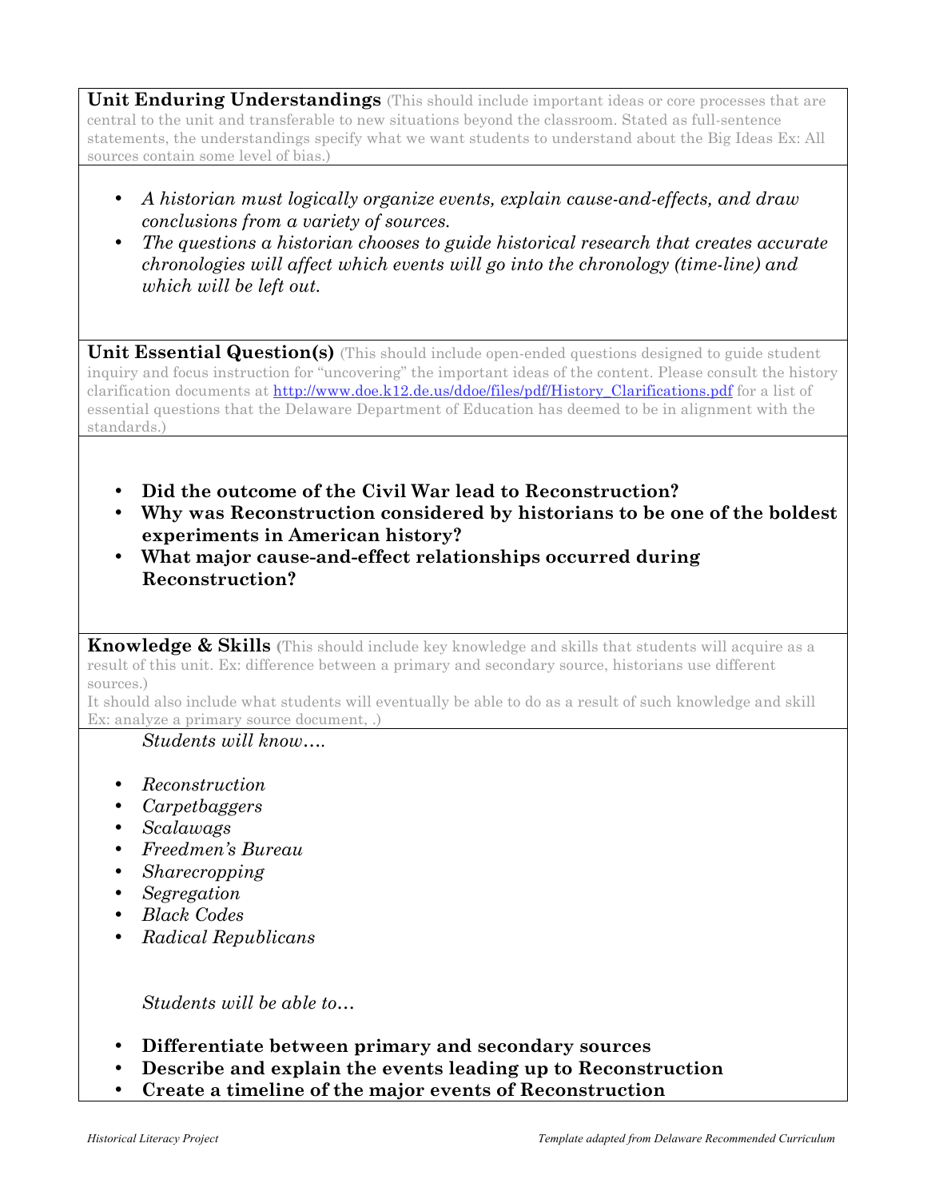**Unit Enduring Understandings** (This should include important ideas or core processes that are central to the unit and transferable to new situations beyond the classroom. Stated as full-sentence statements, the understandings specify what we want students to understand about the Big Ideas Ex: All sources contain some level of bias.)

- *A historian must logically organize events, explain cause-and-effects, and draw conclusions from a variety of sources.*
- *The questions a historian chooses to guide historical research that creates accurate chronologies will affect which events will go into the chronology (time-line) and which will be left out.*

**Unit Essential Question(s)** (This should include open-ended questions designed to guide student inquiry and focus instruction for "uncovering" the important ideas of the content. Please consult the history clarification documents at http://www.doe.k12.de.us/ddoe/files/pdf/History_Clarifications.pdf for a list of essential questions that the Delaware Department of Education has deemed to be in alignment with the standards.)

- **Did the outcome of the Civil War lead to Reconstruction?**
- **Why was Reconstruction considered by historians to be one of the boldest experiments in American history?**
- **What major cause-and-effect relationships occurred during Reconstruction?**

**Knowledge & Skills** (This should include key knowledge and skills that students will acquire as a result of this unit. Ex: difference between a primary and secondary source, historians use different sources.)
It should also include what students will eventually be able to do as a result of such knowledge and skill Ex: analyze a primary source document, .)

*Students will know….*

- *Reconstruction*
- *Carpetbaggers*
- *Scalawags*
- *Freedmen's Bureau*
- *Sharecropping*
- *Segregation*
- *Black Codes*
- *Radical Republicans*

*Students will be able to…*

- **Differentiate between primary and secondary sources**
- **Describe and explain the events leading up to Reconstruction**
- **Create a timeline of the major events of Reconstruction**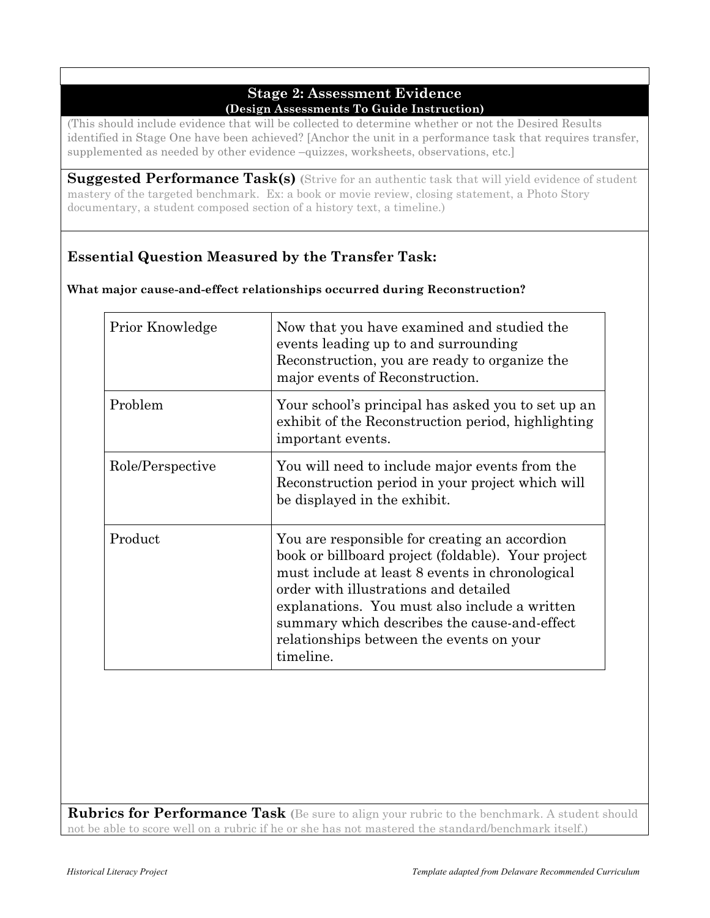## Stage 2: Assessment Evidence

**(Design Assessments To Guide Instruction)**

(This should include evidence that will be collected to determine whether or not the Desired Results identified in Stage One have been achieved? [Anchor the unit in a performance task that requires transfer, supplemented as needed by other evidence –quizzes, worksheets, observations, etc.]

**Suggested Performance Task(s)** (Strive for an authentic task that will yield evidence of student mastery of the targeted benchmark. Ex: a book or movie review, closing statement, a Photo Story documentary, a student composed section of a history text, a timeline.)

### Essential Question Measured by the Transfer Task:

**What major cause-and-effect relationships occurred during Reconstruction?**

| | |
|---|---|
| Prior Knowledge | Now that you have examined and studied the events leading up to and surrounding Reconstruction, you are ready to organize the major events of Reconstruction. |
| Problem | Your school's principal has asked you to set up an exhibit of the Reconstruction period, highlighting important events. |
| Role/Perspective | You will need to include major events from the Reconstruction period in your project which will be displayed in the exhibit. |
| Product | You are responsible for creating an accordion book or billboard project (foldable). Your project must include at least 8 events in chronological order with illustrations and detailed explanations. You must also include a written summary which describes the cause-and-effect relationships between the events on your timeline. |

**Rubrics for Performance Task** (Be sure to align your rubric to the benchmark. A student should not be able to score well on a rubric if he or she has not mastered the standard/benchmark itself.)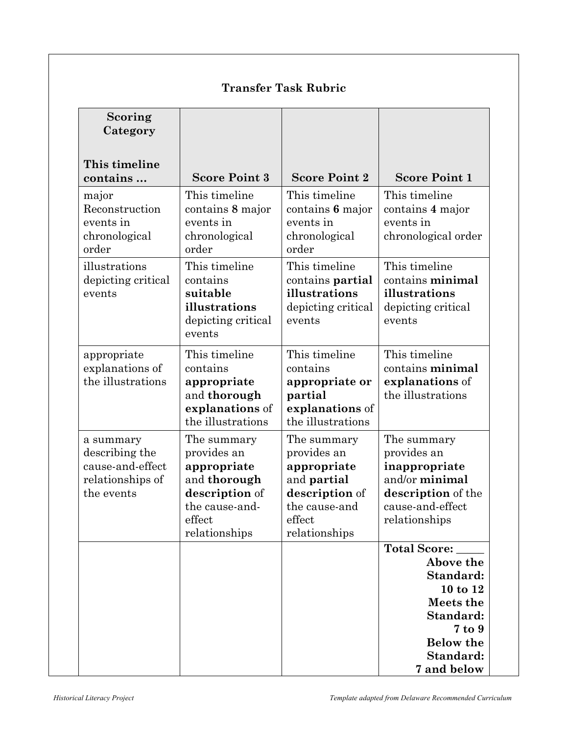### Transfer Task Rubric

| Scoring Category<br><br>**This timeline contains …** | **Score Point 3** | **Score Point 2** | **Score Point 1** |
|---|---|---|---|
| major Reconstruction events in chronological order | This timeline contains **8** major events in chronological order | This timeline contains **6** major events in chronological order | This timeline contains **4** major events in chronological order |
| illustrations depicting critical events | This timeline contains **suitable illustrations** depicting critical events | This timeline contains **partial illustrations** depicting critical events | This timeline contains **minimal illustrations** depicting critical events |
| appropriate explanations of the illustrations | This timeline contains **appropriate** and **thorough explanations** of the illustrations | This timeline contains **appropriate or partial explanations** of the illustrations | This timeline contains **minimal explanations** of the illustrations |
| a summary describing the cause-and-effect relationships of the events | The summary provides an **appropriate** and **thorough description** of the cause-and-effect relationships | The summary provides an **appropriate** and **partial description** of the cause-and effect relationships | The summary provides an **inappropriate** and/or **minimal description** of the cause-and-effect relationships |
| | | | **Total Score: _____**<br>**Above the Standard: 10 to 12**<br>**Meets the Standard: 7 to 9**<br>**Below the Standard: 7 and below** |

*Historical Literacy Project* *Template adapted from Delaware Recommended Curriculum*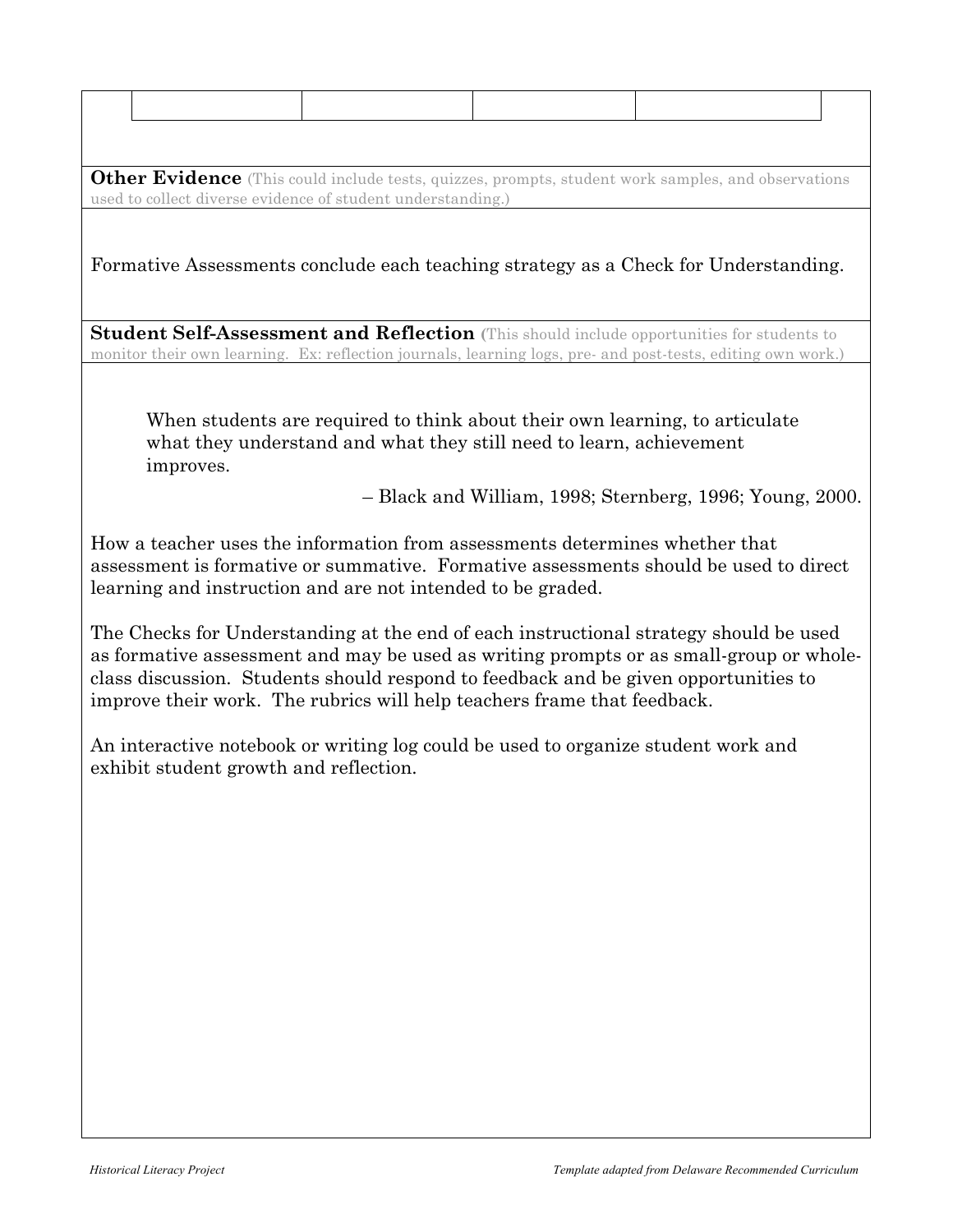| | | | |
|---|---|---|---|
| | | | |

**Other Evidence** (This could include tests, quizzes, prompts, student work samples, and observations used to collect diverse evidence of student understanding.)

Formative Assessments conclude each teaching strategy as a Check for Understanding.

**Student Self-Assessment and Reflection** (This should include opportunities for students to monitor their own learning. Ex: reflection journals, learning logs, pre- and post-tests, editing own work.)

> When students are required to think about their own learning, to articulate what they understand and what they still need to learn, achievement improves.
>
> – Black and William, 1998; Sternberg, 1996; Young, 2000.

How a teacher uses the information from assessments determines whether that assessment is formative or summative. Formative assessments should be used to direct learning and instruction and are not intended to be graded.

The Checks for Understanding at the end of each instructional strategy should be used as formative assessment and may be used as writing prompts or as small-group or whole-class discussion. Students should respond to feedback and be given opportunities to improve their work. The rubrics will help teachers frame that feedback.

An interactive notebook or writing log could be used to organize student work and exhibit student growth and reflection.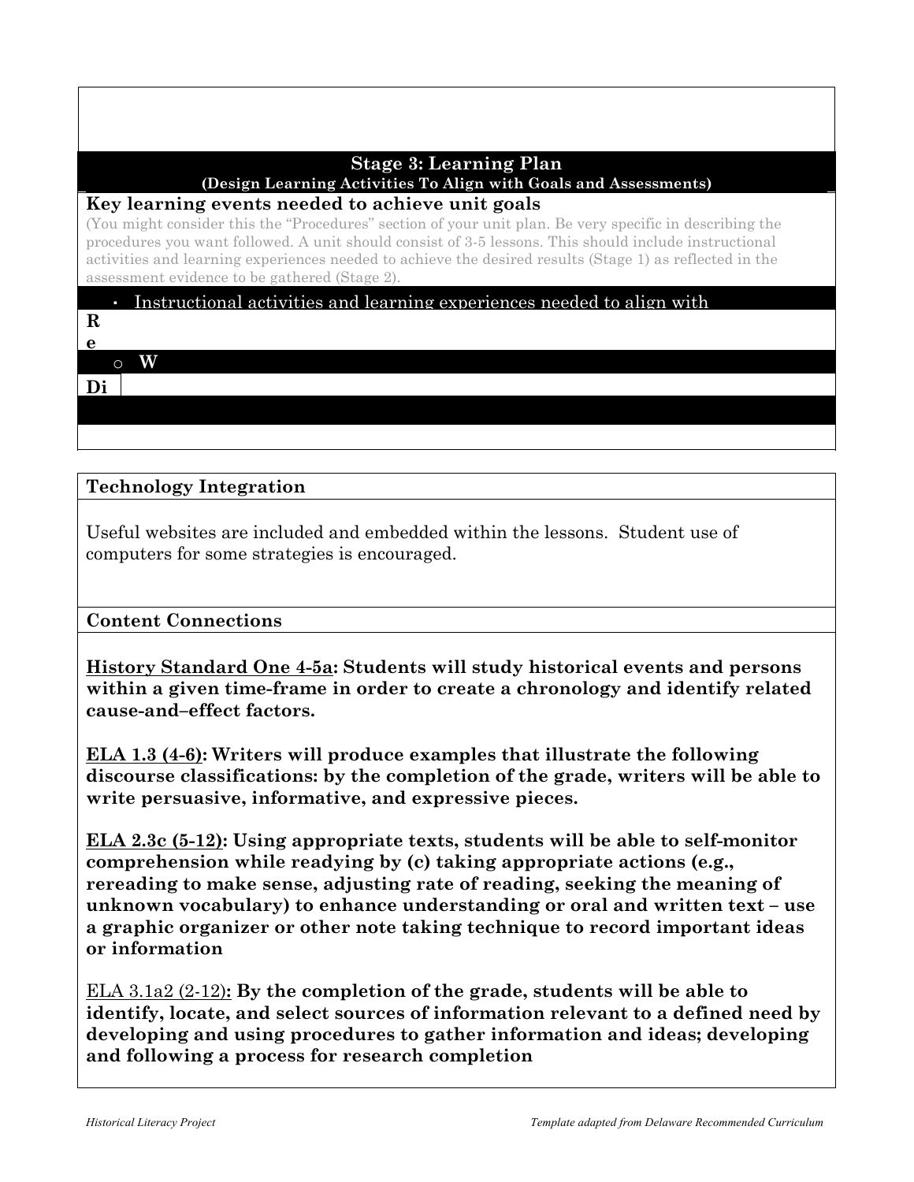## Stage 3: Learning Plan

**(Design Learning Activities To Align with Goals and Assessments)**

### Key learning events needed to achieve unit goals

(You might consider this the "Procedures" section of your unit plan. Be very specific in describing the procedures you want followed. A unit should consist of 3-5 lessons. This should include instructional activities and learning experiences needed to achieve the desired results (Stage 1) as reflected in the assessment evidence to be gathered (Stage 2).

- Instructional activities and learning experiences needed to align with

**R**
**e**

- **W**

**Di**

### Technology Integration

Useful websites are included and embedded within the lessons. Student use of computers for some strategies is encouraged.

### Content Connections

**History Standard One 4-5a: Students will study historical events and persons within a given time-frame in order to create a chronology and identify related cause-and–effect factors.**

**ELA 1.3 (4-6): Writers will produce examples that illustrate the following discourse classifications: by the completion of the grade, writers will be able to write persuasive, informative, and expressive pieces.**

**ELA 2.3c (5-12): Using appropriate texts, students will be able to self-monitor comprehension while readying by (c) taking appropriate actions (e.g., rereading to make sense, adjusting rate of reading, seeking the meaning of unknown vocabulary) to enhance understanding or oral and written text – use a graphic organizer or other note taking technique to record important ideas or information**

ELA 3.1a2 (2-12)**: By the completion of the grade, students will be able to identify, locate, and select sources of information relevant to a defined need by developing and using procedures to gather information and ideas; developing and following a process for research completion**